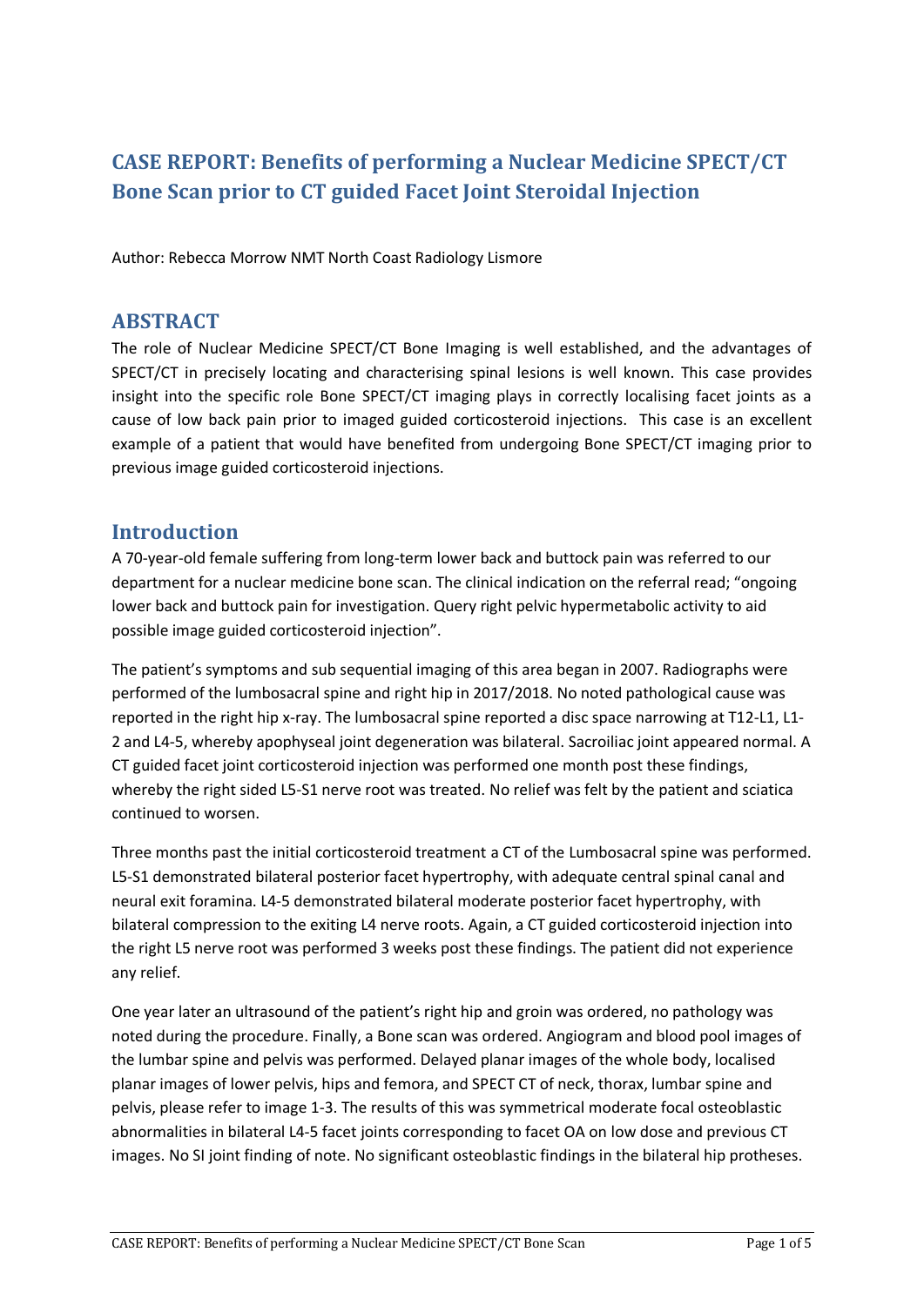# CASE REPORT: Benefits of performing a Nuclear Medicine SPECT/CT Bone Scan prior to CT guided Facet Joint Steroidal Injection

Author: Rebecca Morrow NMT North Coast Radiology Lismore

## ABSTRACT

The role of Nuclear Medicine SPECT/CT Bone Imaging is well established, and the advantages of SPECT/CT in precisely locating and characterising spinal lesions is well known. This case provides insight into the specific role Bone SPECT/CT imaging plays in correctly localising facet joints as a cause of low back pain prior to imaged guided corticosteroid injections. This case is an excellent example of a patient that would have benefited from undergoing Bone SPECT/CT imaging prior to previous image guided corticosteroid injections.

## Introduction

A 70-year-old female suffering from long-term lower back and buttock pain was referred to our department for a nuclear medicine bone scan. The clinical indication on the referral read; "ongoing lower back and buttock pain for investigation. Query right pelvic hypermetabolic activity to aid possible image guided corticosteroid injection".

The patient's symptoms and sub sequential imaging of this area began in 2007. Radiographs were performed of the lumbosacral spine and right hip in 2017/2018. No noted pathological cause was reported in the right hip x-ray. The lumbosacral spine reported a disc space narrowing at T12-L1, L1-2 and L4-5, whereby apophyseal joint degeneration was bilateral. Sacroiliac joint appeared normal. A CT guided facet joint corticosteroid injection was performed one month post these findings, whereby the right sided L5-S1 nerve root was treated. No relief was felt by the patient and sciatica continued to worsen.

Three months past the initial corticosteroid treatment a CT of the Lumbosacral spine was performed. L5-S1 demonstrated bilateral posterior facet hypertrophy, with adequate central spinal canal and neural exit foramina. L4-5 demonstrated bilateral moderate posterior facet hypertrophy, with bilateral compression to the exiting L4 nerve roots. Again, a CT guided corticosteroid injection into the right L5 nerve root was performed 3 weeks post these findings. The patient did not experience any relief.

One year later an ultrasound of the patient's right hip and groin was ordered, no pathology was noted during the procedure. Finally, a Bone scan was ordered. Angiogram and blood pool images of the lumbar spine and pelvis was performed. Delayed planar images of the whole body, localised planar images of lower pelvis, hips and femora, and SPECT CT of neck, thorax, lumbar spine and pelvis, please refer to image 1-3. The results of this was symmetrical moderate focal osteoblastic abnormalities in bilateral L4-5 facet joints corresponding to facet OA on low dose and previous CT images. No SI joint finding of note. No significant osteoblastic findings in the bilateral hip protheses.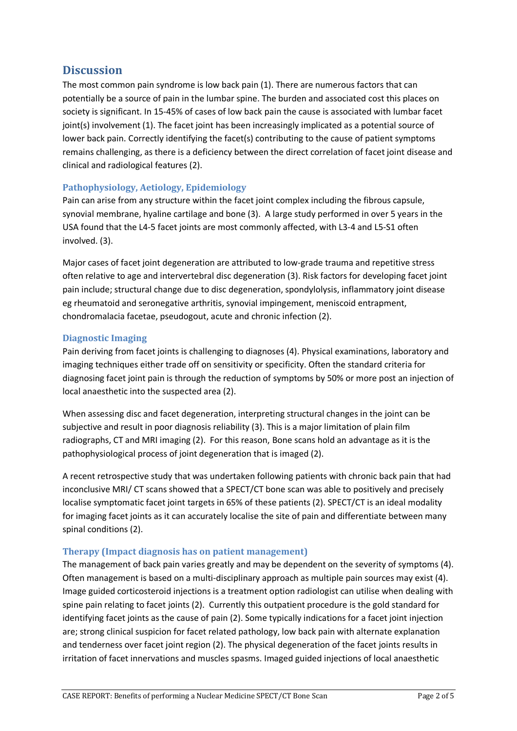## Discussion

The most common pain syndrome is low back pain (1). There are numerous factors that can potentially be a source of pain in the lumbar spine. The burden and associated cost this places on society is significant. In 15-45% of cases of low back pain the cause is associated with lumbar facet joint(s) involvement (1). The facet joint has been increasingly implicated as a potential source of lower back pain. Correctly identifying the facet(s) contributing to the cause of patient symptoms remains challenging, as there is a deficiency between the direct correlation of facet joint disease and clinical and radiological features (2).

### Pathophysiology, Aetiology, Epidemiology

Pain can arise from any structure within the facet joint complex including the fibrous capsule, synovial membrane, hyaline cartilage and bone (3). A large study performed in over 5 years in the USA found that the L4-5 facet joints are most commonly affected, with L3-4 and L5-S1 often involved. (3).

Major cases of facet joint degeneration are attributed to low-grade trauma and repetitive stress often relative to age and intervertebral disc degeneration (3). Risk factors for developing facet joint pain include; structural change due to disc degeneration, spondylolysis, inflammatory joint disease eg rheumatoid and seronegative arthritis, synovial impingement, meniscoid entrapment, chondromalacia facetae, pseudogout, acute and chronic infection (2).

### Diagnostic Imaging

Pain deriving from facet joints is challenging to diagnoses (4). Physical examinations, laboratory and imaging techniques either trade off on sensitivity or specificity. Often the standard criteria for diagnosing facet joint pain is through the reduction of symptoms by 50% or more post an injection of local anaesthetic into the suspected area (2).

When assessing disc and facet degeneration, interpreting structural changes in the joint can be subjective and result in poor diagnosis reliability (3). This is a major limitation of plain film radiographs, CT and MRI imaging (2). For this reason, Bone scans hold an advantage as it is the pathophysiological process of joint degeneration that is imaged (2).

A recent retrospective study that was undertaken following patients with chronic back pain that had inconclusive MRI/ CT scans showed that a SPECT/CT bone scan was able to positively and precisely localise symptomatic facet joint targets in 65% of these patients (2). SPECT/CT is an ideal modality for imaging facet joints as it can accurately localise the site of pain and differentiate between many spinal conditions (2).

### Therapy (Impact diagnosis has on patient management)

The management of back pain varies greatly and may be dependent on the severity of symptoms (4). Often management is based on a multi-disciplinary approach as multiple pain sources may exist (4). Image guided corticosteroid injections is a treatment option radiologist can utilise when dealing with spine pain relating to facet joints (2). Currently this outpatient procedure is the gold standard for identifying facet joints as the cause of pain (2). Some typically indications for a facet joint injection are; strong clinical suspicion for facet related pathology, low back pain with alternate explanation and tenderness over facet joint region (2). The physical degeneration of the facet joints results in irritation of facet innervations and muscles spasms. Imaged guided injections of local anaesthetic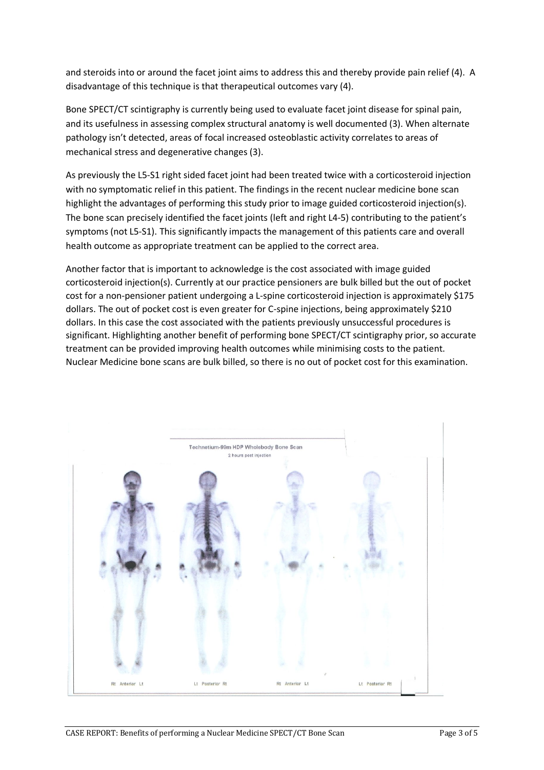and steroids into or around the facet joint aims to address this and thereby provide pain relief (4). A disadvantage of this technique is that therapeutical outcomes vary (4).

Bone SPECT/CT scintigraphy is currently being used to evaluate facet joint disease for spinal pain, and its usefulness in assessing complex structural anatomy is well documented (3). When alternate pathology isn't detected, areas of focal increased osteoblastic activity correlates to areas of mechanical stress and degenerative changes (3).

As previously the L5-S1 right sided facet joint had been treated twice with a corticosteroid injection with no symptomatic relief in this patient. The findings in the recent nuclear medicine bone scan highlight the advantages of performing this study prior to image guided corticosteroid injection(s). The bone scan precisely identified the facet joints (left and right L4-5) contributing to the patient's symptoms (not L5-S1). This significantly impacts the management of this patients care and overall health outcome as appropriate treatment can be applied to the correct area.

Another factor that is important to acknowledge is the cost associated with image guided corticosteroid injection(s). Currently at our practice pensioners are bulk billed but the out of pocket cost for a non-pensioner patient undergoing a L-spine corticosteroid injection is approximately $175 dollars. The out of pocket cost is even greater for C-spine injections, being approximately $210 dollars. In this case the cost associated with the patients previously unsuccessful procedures is significant. Highlighting another benefit of performing bone SPECT/CT scintigraphy prior, so accurate treatment can be provided improving health outcomes while minimising costs to the patient. Nuclear Medicine bone scans are bulk billed, so there is no out of pocket cost for this examination.

Technetium-99m HDP Wholebody Bone Scan

2 hours post injection

Rt Anterior Lt — Lt Posterior Rt — Rt Anterior Lt — Lt Posterior Rt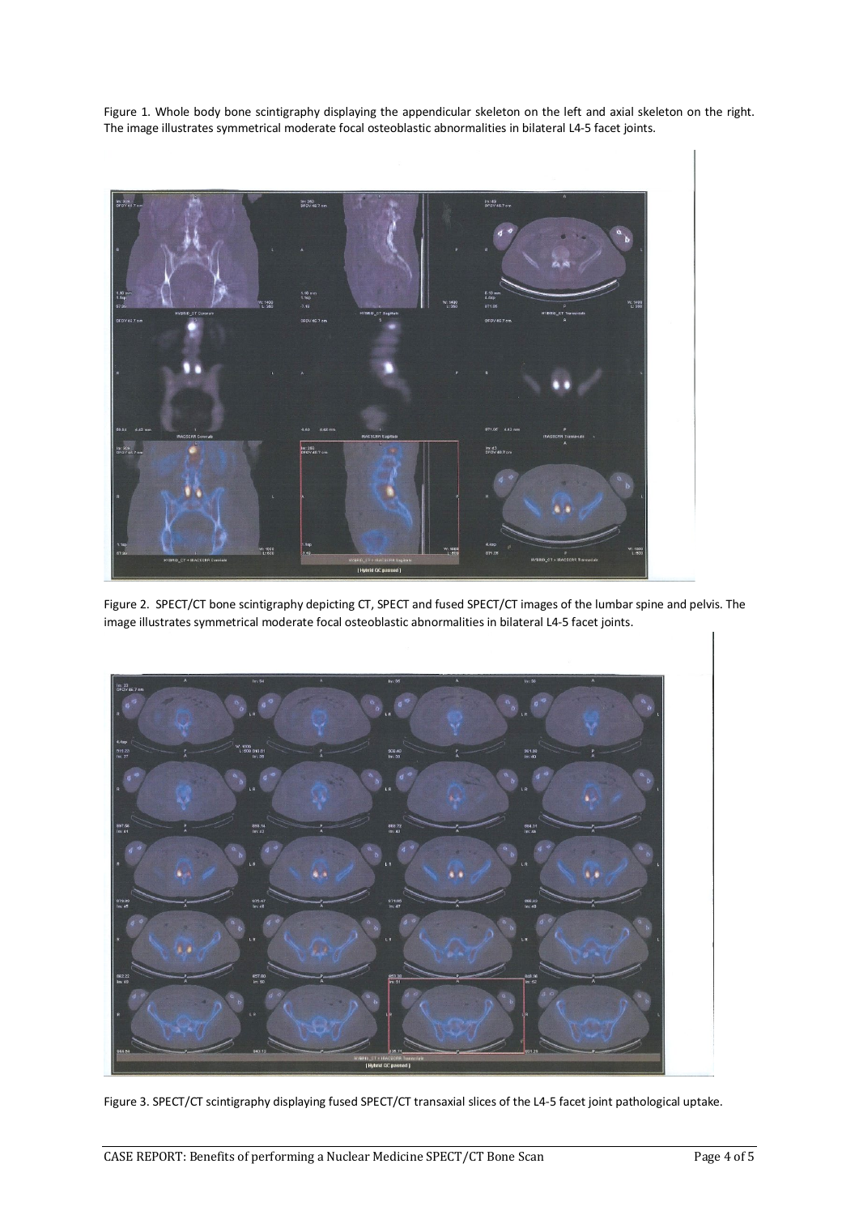Figure 1. Whole body bone scintigraphy displaying the appendicular skeleton on the left and axial skeleton on the right. The image illustrates symmetrical moderate focal osteoblastic abnormalities in bilateral L4-5 facet joints.

Figure 2. SPECT/CT bone scintigraphy depicting CT, SPECT and fused SPECT/CT images of the lumbar spine and pelvis. The image illustrates symmetrical moderate focal osteoblastic abnormalities in bilateral L4-5 facet joints.

Figure 3. SPECT/CT scintigraphy displaying fused SPECT/CT transaxial slices of the L4-5 facet joint pathological uptake.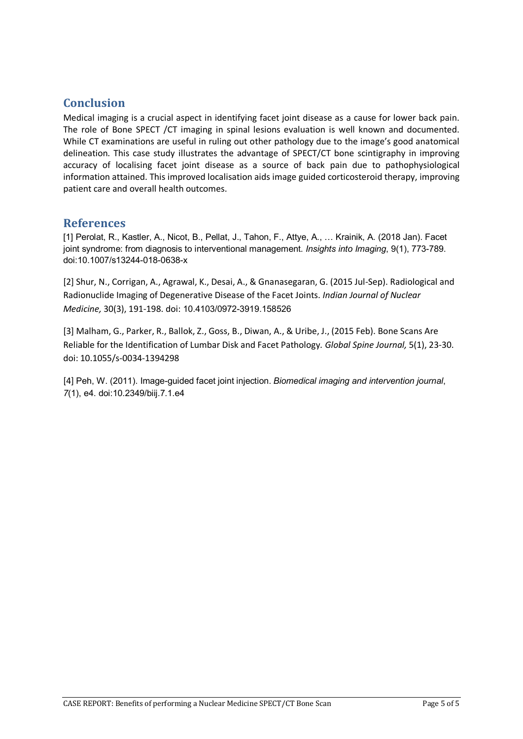## Conclusion

Medical imaging is a crucial aspect in identifying facet joint disease as a cause for lower back pain. The role of Bone SPECT /CT imaging in spinal lesions evaluation is well known and documented. While CT examinations are useful in ruling out other pathology due to the image's good anatomical delineation. This case study illustrates the advantage of SPECT/CT bone scintigraphy in improving accuracy of localising facet joint disease as a source of back pain due to pathophysiological information attained. This improved localisation aids image guided corticosteroid therapy, improving patient care and overall health outcomes.

## References

[1] Perolat, R., Kastler, A., Nicot, B., Pellat, J., Tahon, F., Attye, A., … Krainik, A. (2018 Jan). Facet joint syndrome: from diagnosis to interventional management. *Insights into Imaging*, 9(1), 773-789. doi:10.1007/s13244-018-0638-x

[2] Shur, N., Corrigan, A., Agrawal, K., Desai, A., & Gnanasegaran, G. (2015 Jul-Sep). Radiological and Radionuclide Imaging of Degenerative Disease of the Facet Joints. *Indian Journal of Nuclear Medicine,* 30(3), 191-198. doi: 10.4103/0972-3919.158526

[3] Malham, G., Parker, R., Ballok, Z., Goss, B., Diwan, A., & Uribe, J., (2015 Feb). Bone Scans Are Reliable for the Identification of Lumbar Disk and Facet Pathology. *Global Spine Journal,* 5(1), 23-30. doi: 10.1055/s-0034-1394298

[4] Peh, W. (2011). Image-guided facet joint injection. *Biomedical imaging and intervention journal*, *7*(1), e4. doi:10.2349/biij.7.1.e4